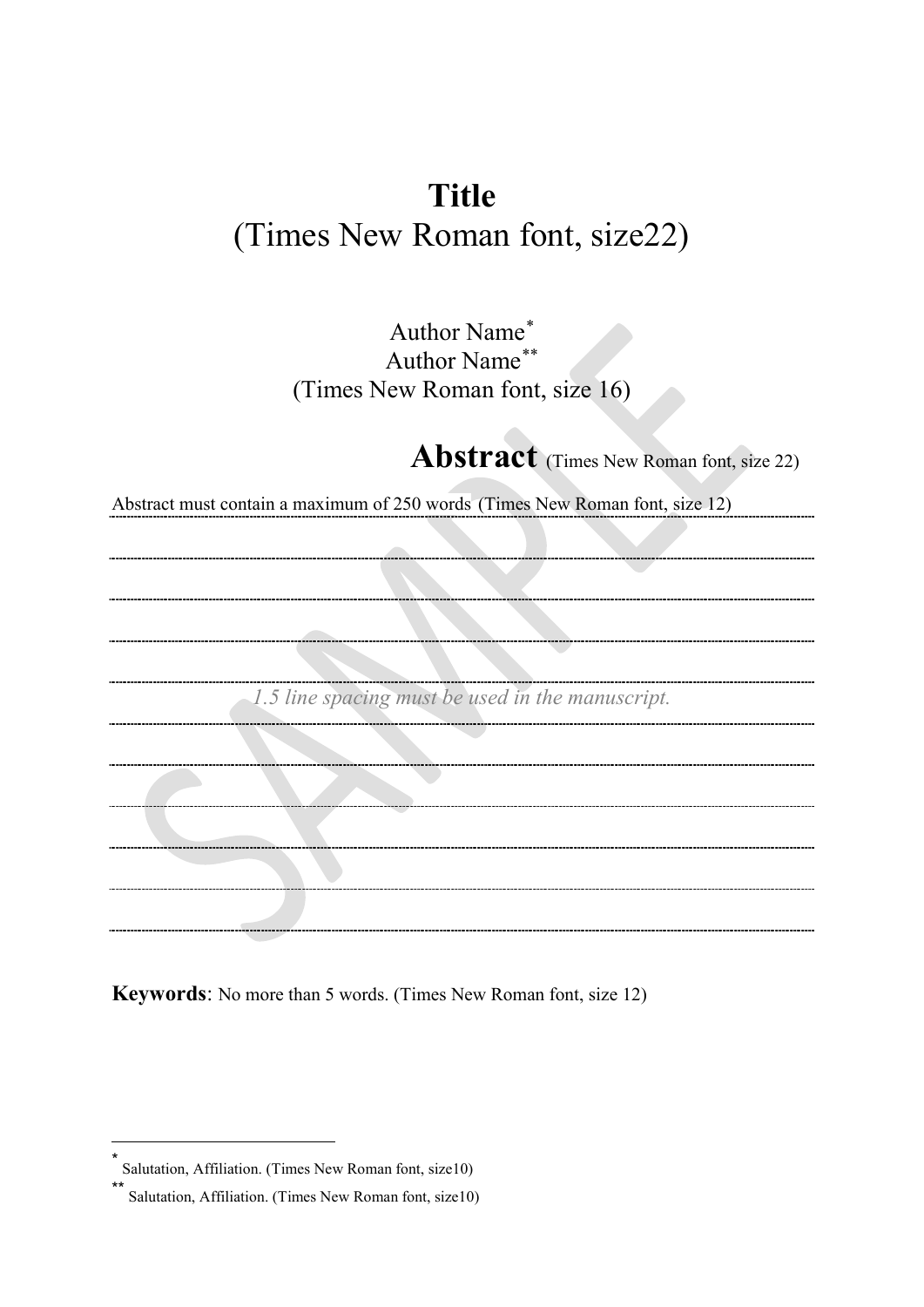# Title
(Times New Roman font, size22)

Author Name[*]
Author Name[**]
(Times New Roman font, size 16)

## Abstract (Times New Roman font, size 22)

Abstract must contain a maximum of 250 words (Times New Roman font, size 12)

*1.5 line spacing must be used in the manuscript.*

**Keywords**: No more than 5 words. (Times New Roman font, size 12)

[*] Salutation, Affiliation. (Times New Roman font, size10)

[**] Salutation, Affiliation. (Times New Roman font, size10)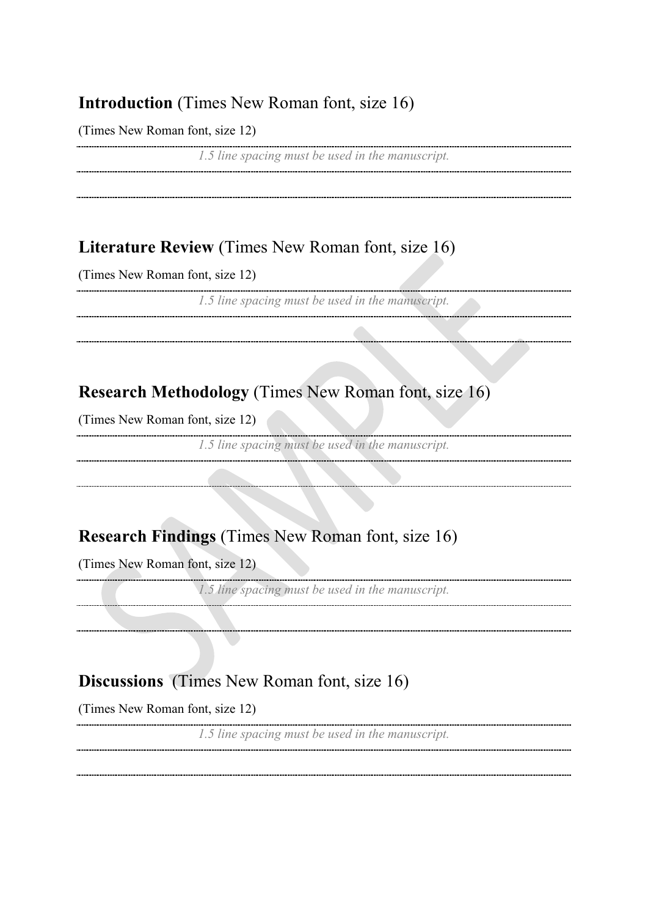## **Introduction** (Times New Roman font, size 16)

(Times New Roman font, size 12)

*1.5 line spacing must be used in the manuscript.*

## **Literature Review** (Times New Roman font, size 16)

(Times New Roman font, size 12)

*1.5 line spacing must be used in the manuscript.*

## **Research Methodology** (Times New Roman font, size 16)

(Times New Roman font, size 12)

*1.5 line spacing must be used in the manuscript.*

## **Research Findings** (Times New Roman font, size 16)

(Times New Roman font, size 12)

*1.5 line spacing must be used in the manuscript.*

## **Discussions** (Times New Roman font, size 16)

(Times New Roman font, size 12)

*1.5 line spacing must be used in the manuscript.*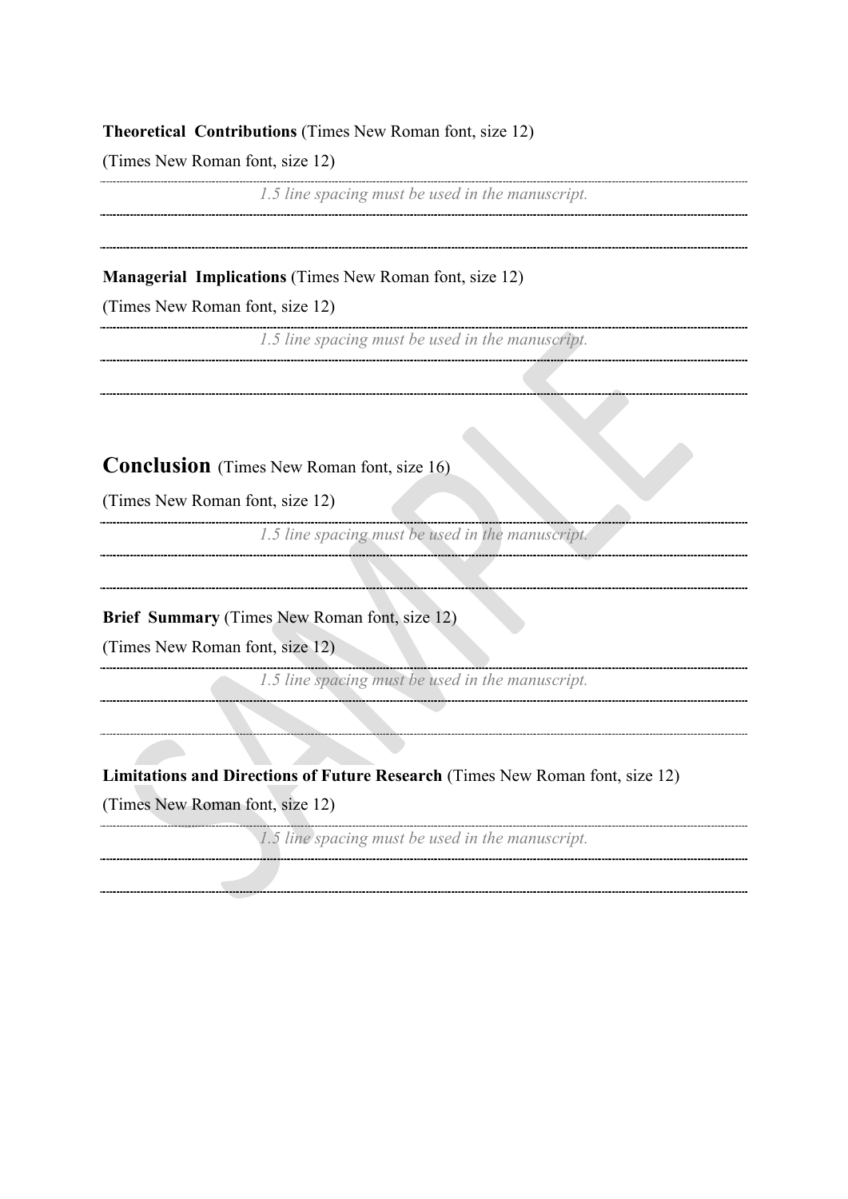**Theoretical Contributions** (Times New Roman font, size 12)

(Times New Roman font, size 12)

*1.5 line spacing must be used in the manuscript.*

**Managerial Implications** (Times New Roman font, size 12)

(Times New Roman font, size 12)

*1.5 line spacing must be used in the manuscript.*

# Conclusion (Times New Roman font, size 16)

(Times New Roman font, size 12)

*1.5 line spacing must be used in the manuscript.*

**Brief Summary** (Times New Roman font, size 12)

(Times New Roman font, size 12)

*1.5 line spacing must be used in the manuscript.*

**Limitations and Directions of Future Research** (Times New Roman font, size 12)

(Times New Roman font, size 12)

*1.5 line spacing must be used in the manuscript.*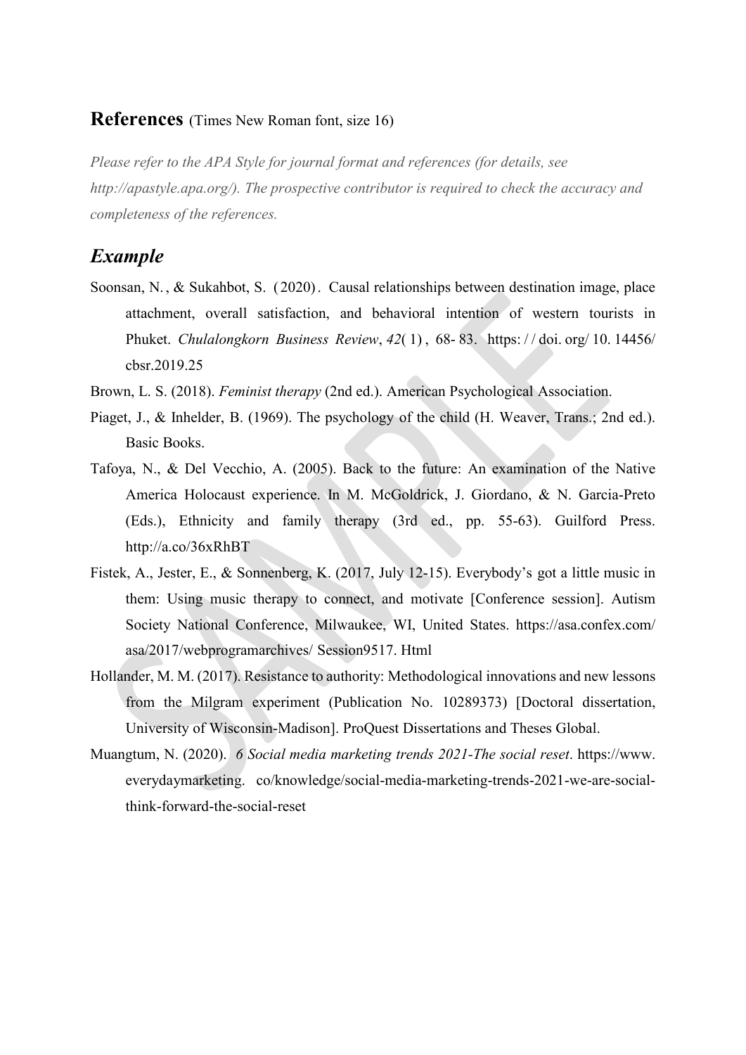## **References** (Times New Roman font, size 16)

*Please refer to the APA Style for journal format and references (for details, see http://apastyle.apa.org/). The prospective contributor is required to check the accuracy and completeness of the references.*

### *Example*

Soonsan, N., & Sukahbot, S. (2020). Causal relationships between destination image, place attachment, overall satisfaction, and behavioral intention of western tourists in Phuket. *Chulalongkorn Business Review*, *42*(1), 68-83. https://doi.org/10.14456/cbsr.2019.25

Brown, L. S. (2018). *Feminist therapy* (2nd ed.). American Psychological Association.

Piaget, J., & Inhelder, B. (1969). The psychology of the child (H. Weaver, Trans.; 2nd ed.). Basic Books.

Tafoya, N., & Del Vecchio, A. (2005). Back to the future: An examination of the Native America Holocaust experience. In M. McGoldrick, J. Giordano, & N. Garcia-Preto (Eds.), Ethnicity and family therapy (3rd ed., pp. 55-63). Guilford Press. http://a.co/36xRhBT

Fistek, A., Jester, E., & Sonnenberg, K. (2017, July 12-15). Everybody's got a little music in them: Using music therapy to connect, and motivate [Conference session]. Autism Society National Conference, Milwaukee, WI, United States. https://asa.confex.com/asa/2017/webprogramarchives/ Session9517. Html

Hollander, M. M. (2017). Resistance to authority: Methodological innovations and new lessons from the Milgram experiment (Publication No. 10289373) [Doctoral dissertation, University of Wisconsin-Madison]. ProQuest Dissertations and Theses Global.

Muangtum, N. (2020). *6 Social media marketing trends 2021-The social reset*. https://www.everydaymarketing. co/knowledge/social-media-marketing-trends-2021-we-are-social-think-forward-the-social-reset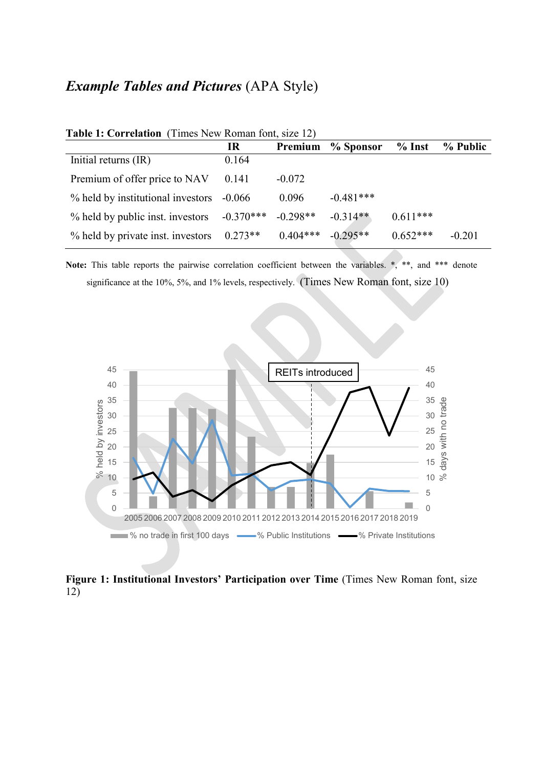# *Example Tables and Pictures* (APA Style)

**Table 1: Correlation** (Times New Roman font, size 12)

| | IR | Premium | % Sponsor | % Inst | % Public |
|---|---|---|---|---|---|
| Initial returns (IR) | 0.164 | | | | |
| Premium of offer price to NAV | 0.141 | -0.072 | | | |
| % held by institutional investors | -0.066 | 0.096 | -0.481*** | | |
| % held by public inst. investors | -0.370*** | -0.298** | -0.314** | 0.611*** | |
| % held by private inst. investors | 0.273** | 0.404*** | -0.295** | 0.652*** | -0.201 |

**Note:** This table reports the pairwise correlation coefficient between the variables. *, **, and *** denote significance at the 10%, 5%, and 1% levels, respectively. (Times New Roman font, size 10)

REITs introduced

% held by investors

% days with no trade

45
40
35
30
25
20
15
10
5
0

2005 2006 2007 2008 2009 2010 2011 2012 2013 2014 2015 2016 2017 2018 2019

% no trade in first 100 days
% Public Institutions
% Private Institutions

**Figure 1: Institutional Investors' Participation over Time** (Times New Roman font, size 12)